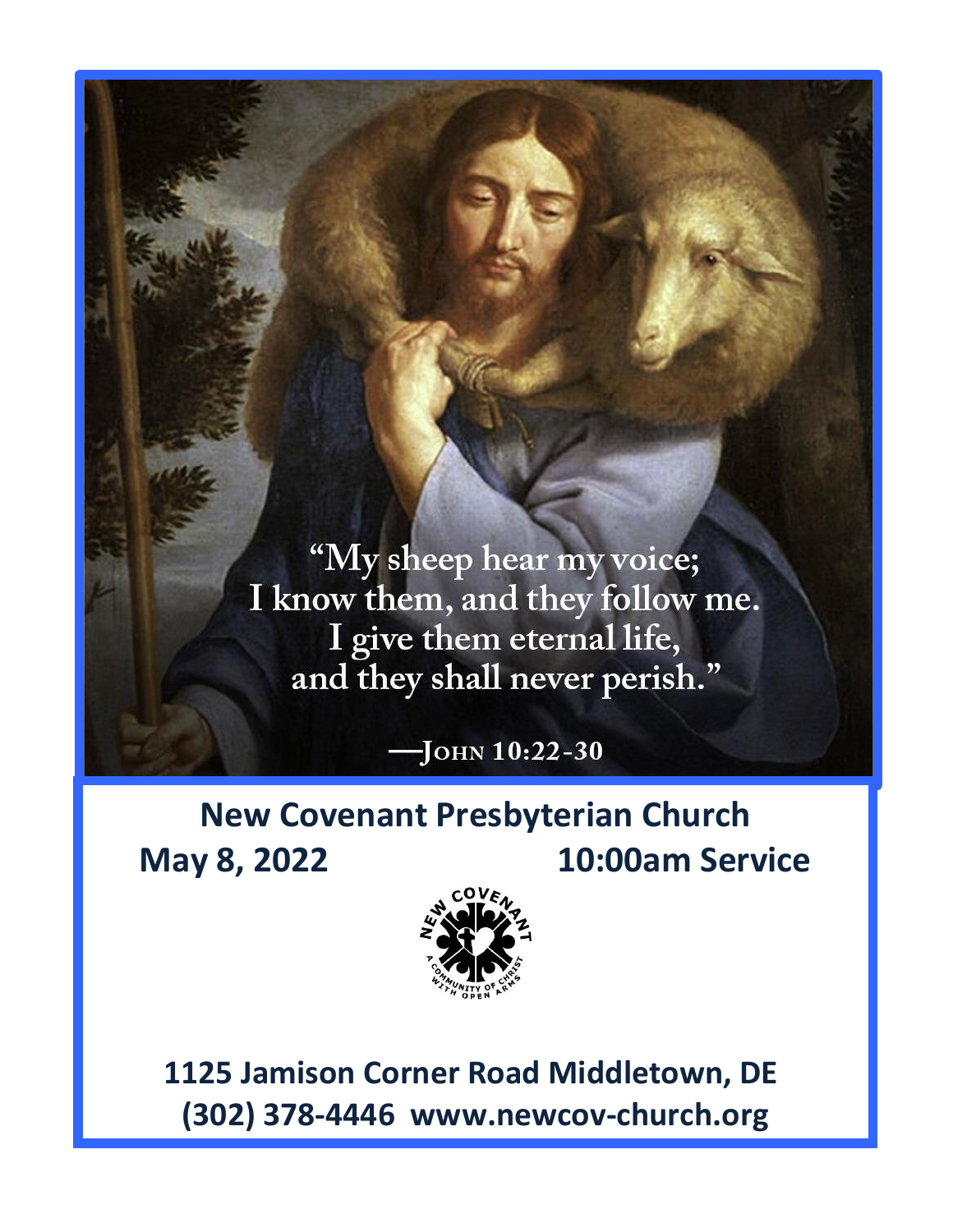"My sheep hear my voice;
I know them, and they follow me.
I give them eternal life,
and they shall never perish."

—JOHN 10:22-30

# New Covenant Presbyterian Church

**May 8, 2022** **10:00am Service**

NEW COVENANT
A COMMUNITY OF CHRIST WITH OPEN ARMS

**1125 Jamison Corner Road Middletown, DE**
**(302) 378-4446 www.newcov-church.org**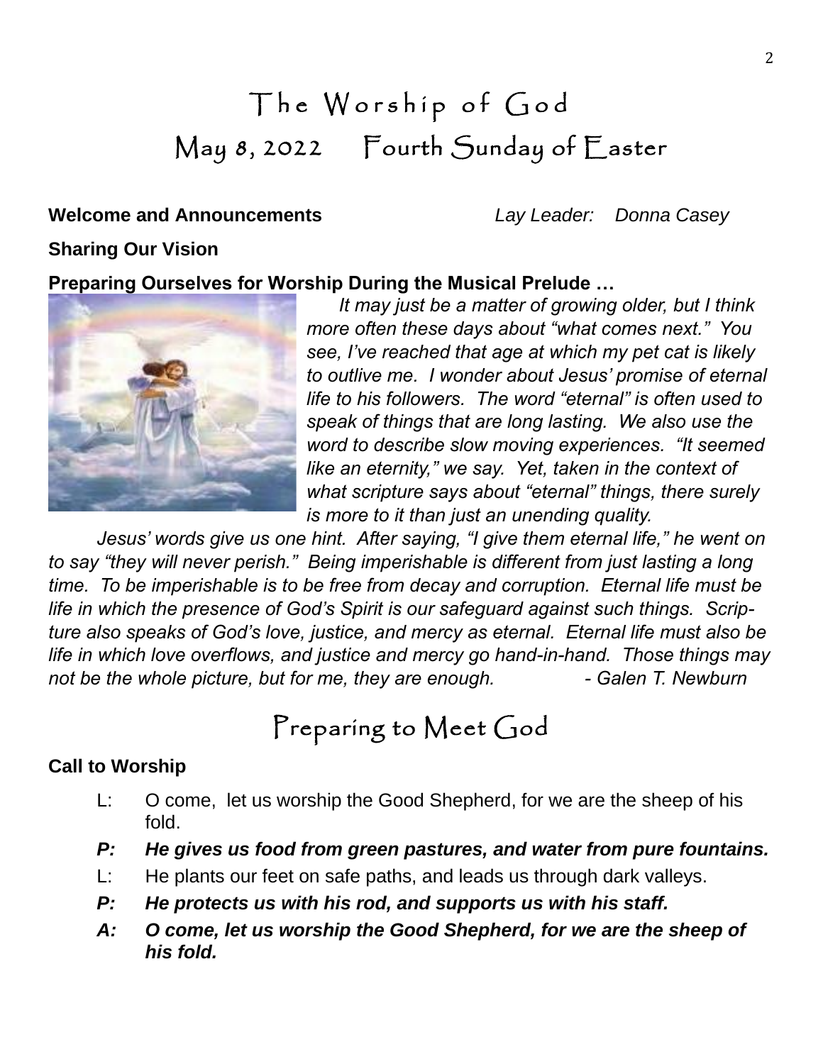# The Worship of God

## May 8, 2022 Fourth Sunday of Easter

**Welcome and Announcements** *Lay Leader: Donna Casey*

**Sharing Our Vision**

**Preparing Ourselves for Worship During the Musical Prelude …**

*It may just be a matter of growing older, but I think more often these days about "what comes next." You see, I've reached that age at which my pet cat is likely to outlive me. I wonder about Jesus' promise of eternal life to his followers. The word "eternal" is often used to speak of things that are long lasting. We also use the word to describe slow moving experiences. "It seemed like an eternity," we say. Yet, taken in the context of what scripture says about "eternal" things, there surely is more to it than just an unending quality.*

*Jesus' words give us one hint. After saying, "I give them eternal life," he went on to say "they will never perish." Being imperishable is different from just lasting a long time. To be imperishable is to be free from decay and corruption. Eternal life must be life in which the presence of God's Spirit is our safeguard against such things. Scripture also speaks of God's love, justice, and mercy as eternal. Eternal life must also be life in which love overflows, and justice and mercy go hand-in-hand. Those things may not be the whole picture, but for me, they are enough.* *- Galen T. Newburn*

## Preparing to Meet God

**Call to Worship**

L: O come, let us worship the Good Shepherd, for we are the sheep of his fold.

***P: He gives us food from green pastures, and water from pure fountains.***

L: He plants our feet on safe paths, and leads us through dark valleys.

***P: He protects us with his rod, and supports us with his staff.***

***A: O come, let us worship the Good Shepherd, for we are the sheep of his fold.***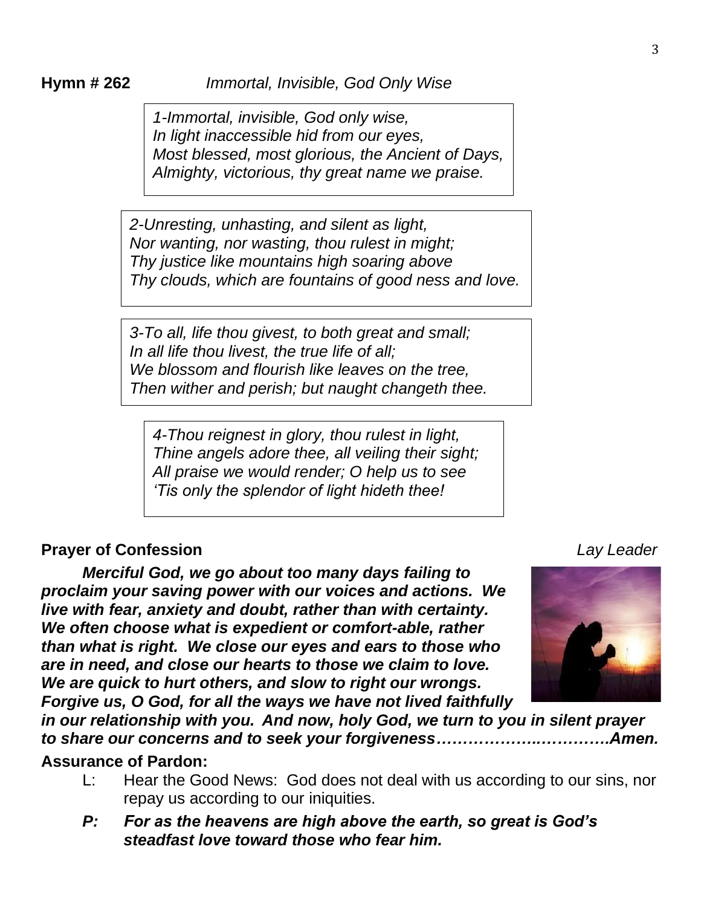**Hymn # 262** *Immortal, Invisible, God Only Wise*

*1-Immortal, invisible, God only wise,*
*In light inaccessible hid from our eyes,*
*Most blessed, most glorious, the Ancient of Days,*
*Almighty, victorious, thy great name we praise.*

*2-Unresting, unhasting, and silent as light,*
*Nor wanting, nor wasting, thou rulest in might;*
*Thy justice like mountains high soaring above*
*Thy clouds, which are fountains of good ness and love.*

*3-To all, life thou givest, to both great and small;*
*In all life thou livest, the true life of all;*
*We blossom and flourish like leaves on the tree,*
*Then wither and perish; but naught changeth thee.*

*4-Thou reignest in glory, thou rulest in light,*
*Thine angels adore thee, all veiling their sight;*
*All praise we would render; O help us to see*
*'Tis only the splendor of light hideth thee!*

**Prayer of Confession** *Lay Leader*

***Merciful God, we go about too many days failing to proclaim your saving power with our voices and actions. We live with fear, anxiety and doubt, rather than with certainty. We often choose what is expedient or comfort-able, rather than what is right. We close our eyes and ears to those who are in need, and close our hearts to those we claim to love. We are quick to hurt others, and slow to right our wrongs. Forgive us, O God, for all the ways we have not lived faithfully in our relationship with you. And now, holy God, we turn to you in silent prayer to share our concerns and to seek your forgiveness……………….………….Amen.***

**Assurance of Pardon:**

L: Hear the Good News: God does not deal with us according to our sins, nor repay us according to our iniquities.

***P: For as the heavens are high above the earth, so great is God's steadfast love toward those who fear him.***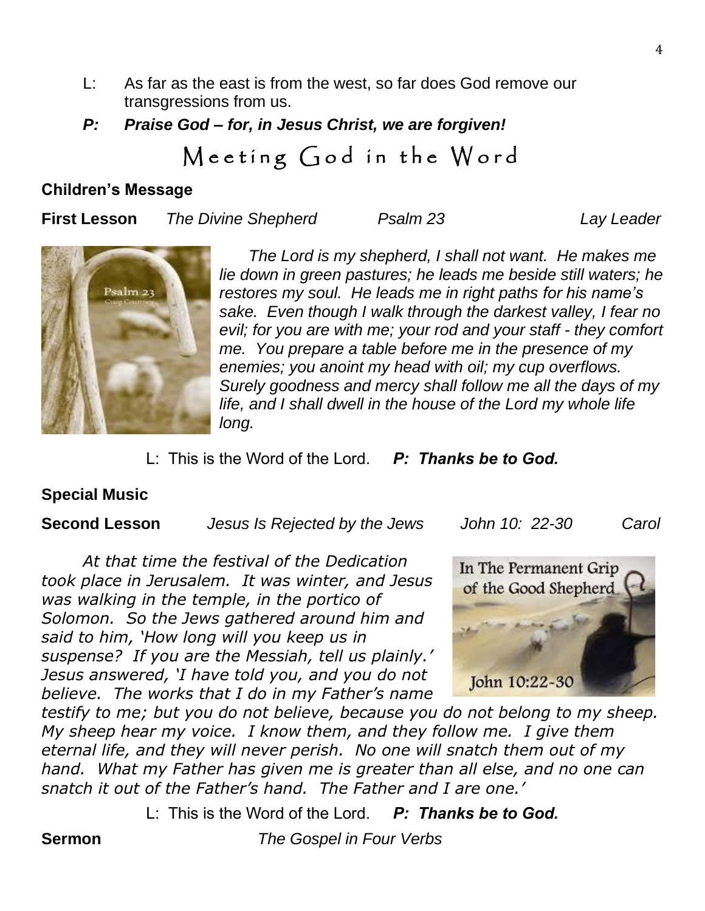L: As far as the east is from the west, so far does God remove our transgressions from us.

***P: Praise God – for, in Jesus Christ, we are forgiven!***

# Meeting God in the Word

**Children's Message**

**First Lesson** *The Divine Shepherd* *Psalm 23* *Lay Leader*

*The Lord is my shepherd, I shall not want. He makes me lie down in green pastures; he leads me beside still waters; he restores my soul. He leads me in right paths for his name's sake. Even though I walk through the darkest valley, I fear no evil; for you are with me; your rod and your staff - they comfort me. You prepare a table before me in the presence of my enemies; you anoint my head with oil; my cup overflows. Surely goodness and mercy shall follow me all the days of my life, and I shall dwell in the house of the Lord my whole life long.*

L: This is the Word of the Lord. ***P: Thanks be to God.***

**Special Music**

**Second Lesson** *Jesus Is Rejected by the Jews* *John 10: 22-30* *Carol*

*At that time the festival of the Dedication took place in Jerusalem. It was winter, and Jesus was walking in the temple, in the portico of Solomon. So the Jews gathered around him and said to him, 'How long will you keep us in suspense? If you are the Messiah, tell us plainly.' Jesus answered, 'I have told you, and you do not believe. The works that I do in my Father's name testify to me; but you do not believe, because you do not belong to my sheep. My sheep hear my voice. I know them, and they follow me. I give them eternal life, and they will never perish. No one will snatch them out of my hand. What my Father has given me is greater than all else, and no one can snatch it out of the Father's hand. The Father and I are one.'*

L: This is the Word of the Lord. ***P: Thanks be to God.***

**Sermon** *The Gospel in Four Verbs*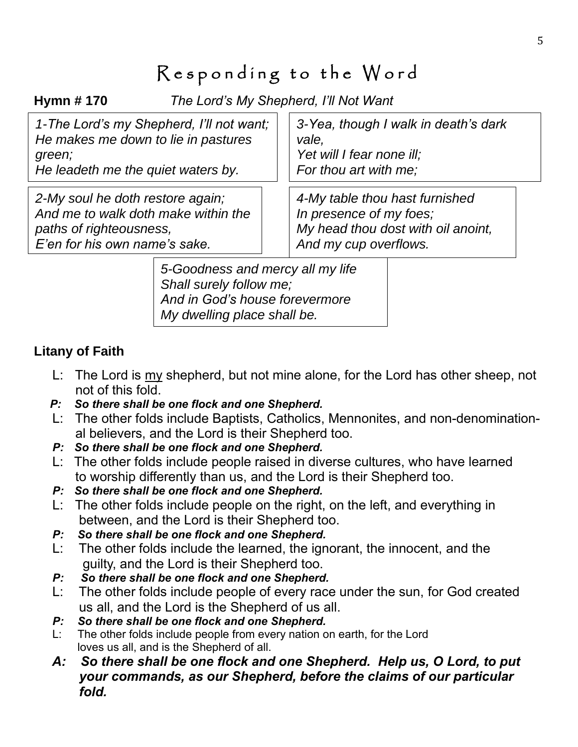# Responding to the Word

**Hymn # 170** *The Lord's My Shepherd, I'll Not Want*

*1-The Lord's my Shepherd, I'll not want;*
*He makes me down to lie in pastures green;*
*He leadeth me the quiet waters by.*

*2-My soul he doth restore again;*
*And me to walk doth make within the paths of righteousness,*
*E'en for his own name's sake.*

*3-Yea, though I walk in death's dark vale,*
*Yet will I fear none ill;*
*For thou art with me;*

*4-My table thou hast furnished*
*In presence of my foes;*
*My head thou dost with oil anoint,*
*And my cup overflows.*

*5-Goodness and mercy all my life*
*Shall surely follow me;*
*And in God's house forevermore*
*My dwelling place shall be.*

**Litany of Faith**

L: The Lord is <u>my</u> shepherd, but not mine alone, for the Lord has other sheep, not not of this fold.

***P: So there shall be one flock and one Shepherd.***

L: The other folds include Baptists, Catholics, Mennonites, and non-denominational believers, and the Lord is their Shepherd too.

***P: So there shall be one flock and one Shepherd.***

L: The other folds include people raised in diverse cultures, who have learned to worship differently than us, and the Lord is their Shepherd too.

***P: So there shall be one flock and one Shepherd.***

L: The other folds include people on the right, on the left, and everything in between, and the Lord is their Shepherd too.

***P: So there shall be one flock and one Shepherd.***

L: The other folds include the learned, the ignorant, the innocent, and the guilty, and the Lord is their Shepherd too.

***P: So there shall be one flock and one Shepherd.***

L: The other folds include people of every race under the sun, for God created us all, and the Lord is the Shepherd of us all.

***P: So there shall be one flock and one Shepherd.***

L: The other folds include people from every nation on earth, for the Lord loves us all, and is the Shepherd of all.

***A: So there shall be one flock and one Shepherd. Help us, O Lord, to put your commands, as our Shepherd, before the claims of our particular fold.***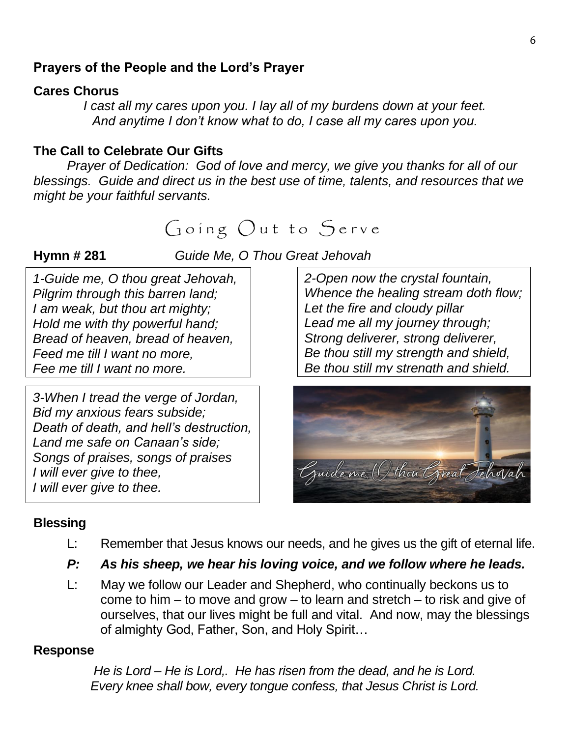## Prayers of the People and the Lord's Prayer

## Cares Chorus

*I cast all my cares upon you. I lay all of my burdens down at your feet.*
*And anytime I don't know what to do, I case all my cares upon you.*

## The Call to Celebrate Our Gifts

*Prayer of Dedication: God of love and mercy, we give you thanks for all of our blessings. Guide and direct us in the best use of time, talents, and resources that we might be your faithful servants.*

# Going Out to Serve

**Hymn # 281** *Guide Me, O Thou Great Jehovah*

*1-Guide me, O thou great Jehovah,*
*Pilgrim through this barren land;*
*I am weak, but thou art mighty;*
*Hold me with thy powerful hand;*
*Bread of heaven, bread of heaven,*
*Feed me till I want no more,*
*Fee me till I want no more.*

*2-Open now the crystal fountain,*
*Whence the healing stream doth flow;*
*Let the fire and cloudy pillar*
*Lead me all my journey through;*
*Strong deliverer, strong deliverer,*
*Be thou still my strength and shield,*
*Be thou still my strength and shield.*

*3-When I tread the verge of Jordan,*
*Bid my anxious fears subside;*
*Death of death, and hell's destruction,*
*Land me safe on Canaan's side;*
*Songs of praises, songs of praises*
*I will ever give to thee,*
*I will ever give to thee.*

Guide me, O thou Great Jehovah

## Blessing

L: Remember that Jesus knows our needs, and he gives us the gift of eternal life.

***P: As his sheep, we hear his loving voice, and we follow where he leads.***

L: May we follow our Leader and Shepherd, who continually beckons us to come to him – to move and grow – to learn and stretch – to risk and give of ourselves, that our lives might be full and vital. And now, may the blessings of almighty God, Father, Son, and Holy Spirit…

## Response

*He is Lord – He is Lord,. He has risen from the dead, and he is Lord.*
*Every knee shall bow, every tongue confess, that Jesus Christ is Lord.*